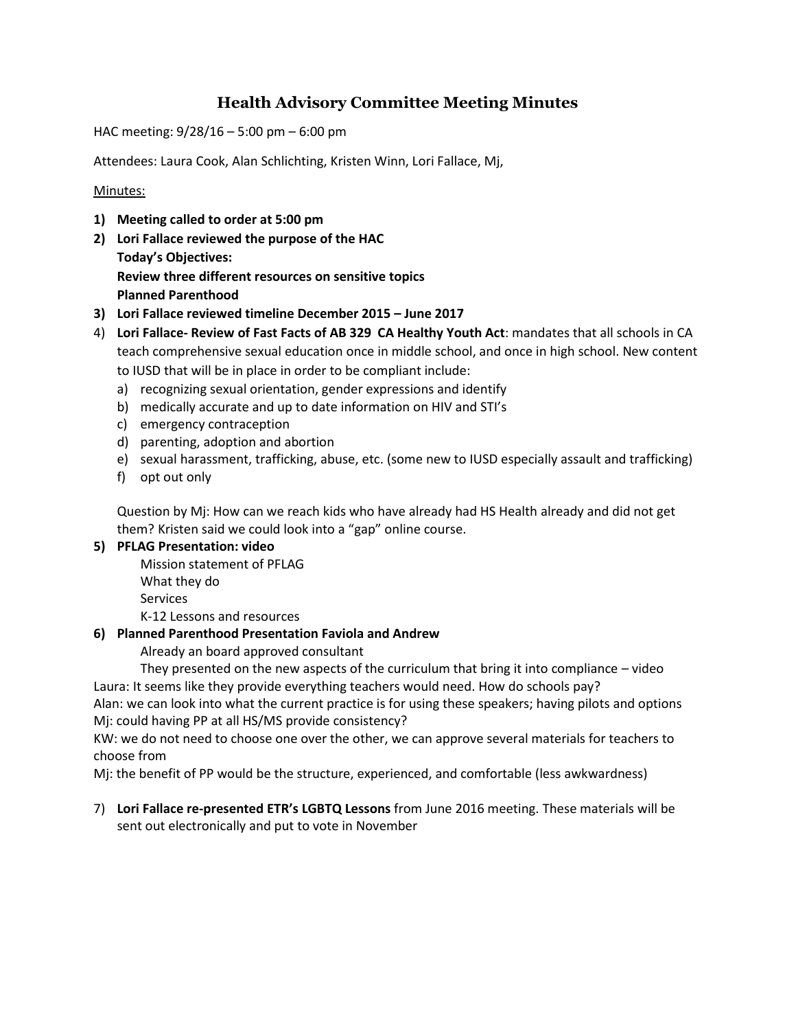# Health Advisory Committee Meeting Minutes

HAC meeting: 9/28/16 – 5:00 pm – 6:00 pm

Attendees: Laura Cook, Alan Schlichting, Kristen Winn, Lori Fallace, Mj,

Minutes:

1) **Meeting called to order at 5:00 pm**
2) **Lori Fallace reviewed the purpose of the HAC**
   **Today's Objectives:**
   **Review three different resources on sensitive topics**
   **Planned Parenthood**
3) **Lori Fallace reviewed timeline December 2015 – June 2017**
4) **Lori Fallace- Review of Fast Facts of AB 329 CA Healthy Youth Act**: mandates that all schools in CA teach comprehensive sexual education once in middle school, and once in high school. New content to IUSD that will be in place in order to be compliant include:
   a) recognizing sexual orientation, gender expressions and identify
   b) medically accurate and up to date information on HIV and STI's
   c) emergency contraception
   d) parenting, adoption and abortion
   e) sexual harassment, trafficking, abuse, etc. (some new to IUSD especially assault and trafficking)
   f) opt out only

   Question by Mj: How can we reach kids who have already had HS Health already and did not get them? Kristen said we could look into a "gap" online course.
5) **PFLAG Presentation: video**
   Mission statement of PFLAG
   What they do
   Services
   K-12 Lessons and resources
6) **Planned Parenthood Presentation Faviola and Andrew**
   Already an board approved consultant
   They presented on the new aspects of the curriculum that bring it into compliance – video

Laura: It seems like they provide everything teachers would need. How do schools pay?
Alan: we can look into what the current practice is for using these speakers; having pilots and options
Mj: could having PP at all HS/MS provide consistency?
KW: we do not need to choose one over the other, we can approve several materials for teachers to choose from
Mj: the benefit of PP would be the structure, experienced, and comfortable (less awkwardness)

7) **Lori Fallace re-presented ETR's LGBTQ Lessons** from June 2016 meeting. These materials will be sent out electronically and put to vote in November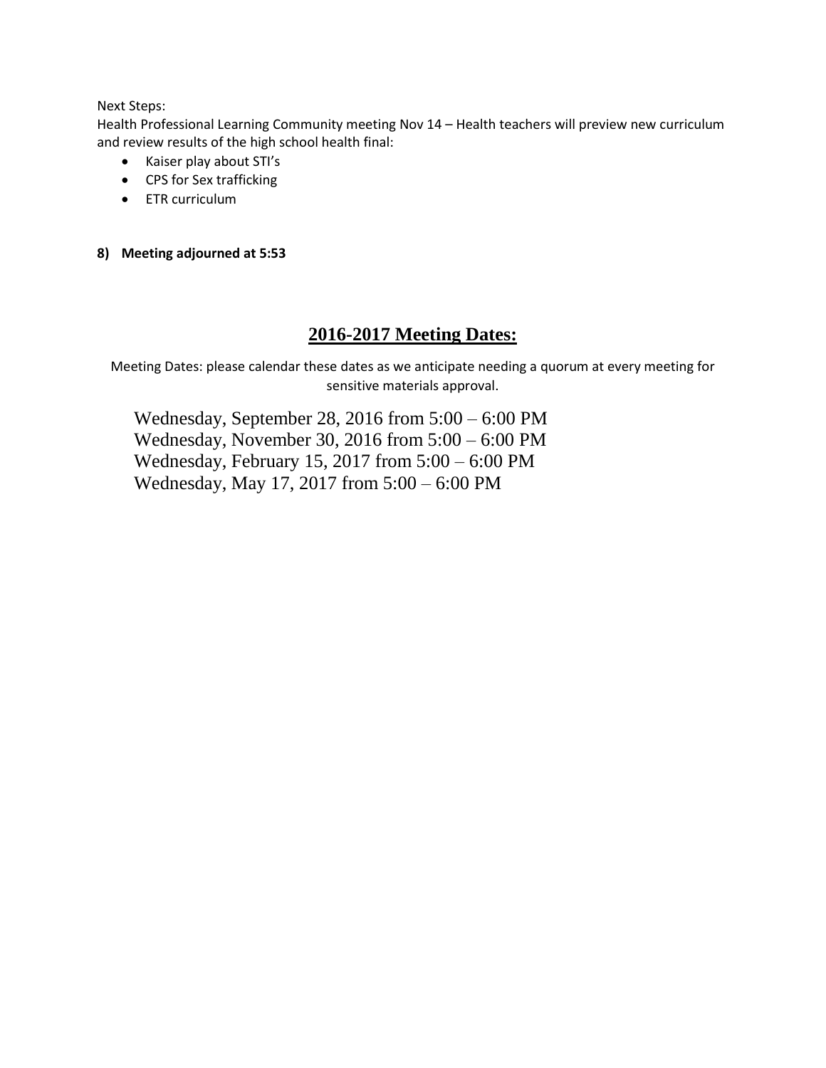Next Steps:
Health Professional Learning Community meeting Nov 14 – Health teachers will preview new curriculum and review results of the high school health final:

- Kaiser play about STI's
- CPS for Sex trafficking
- ETR curriculum

**8) Meeting adjourned at 5:53**

## 2016-2017 Meeting Dates:

Meeting Dates: please calendar these dates as we anticipate needing a quorum at every meeting for sensitive materials approval.

Wednesday, September 28, 2016 from 5:00 – 6:00 PM
Wednesday, November 30, 2016 from 5:00 – 6:00 PM
Wednesday, February 15, 2017 from 5:00 – 6:00 PM
Wednesday, May 17, 2017 from 5:00 – 6:00 PM